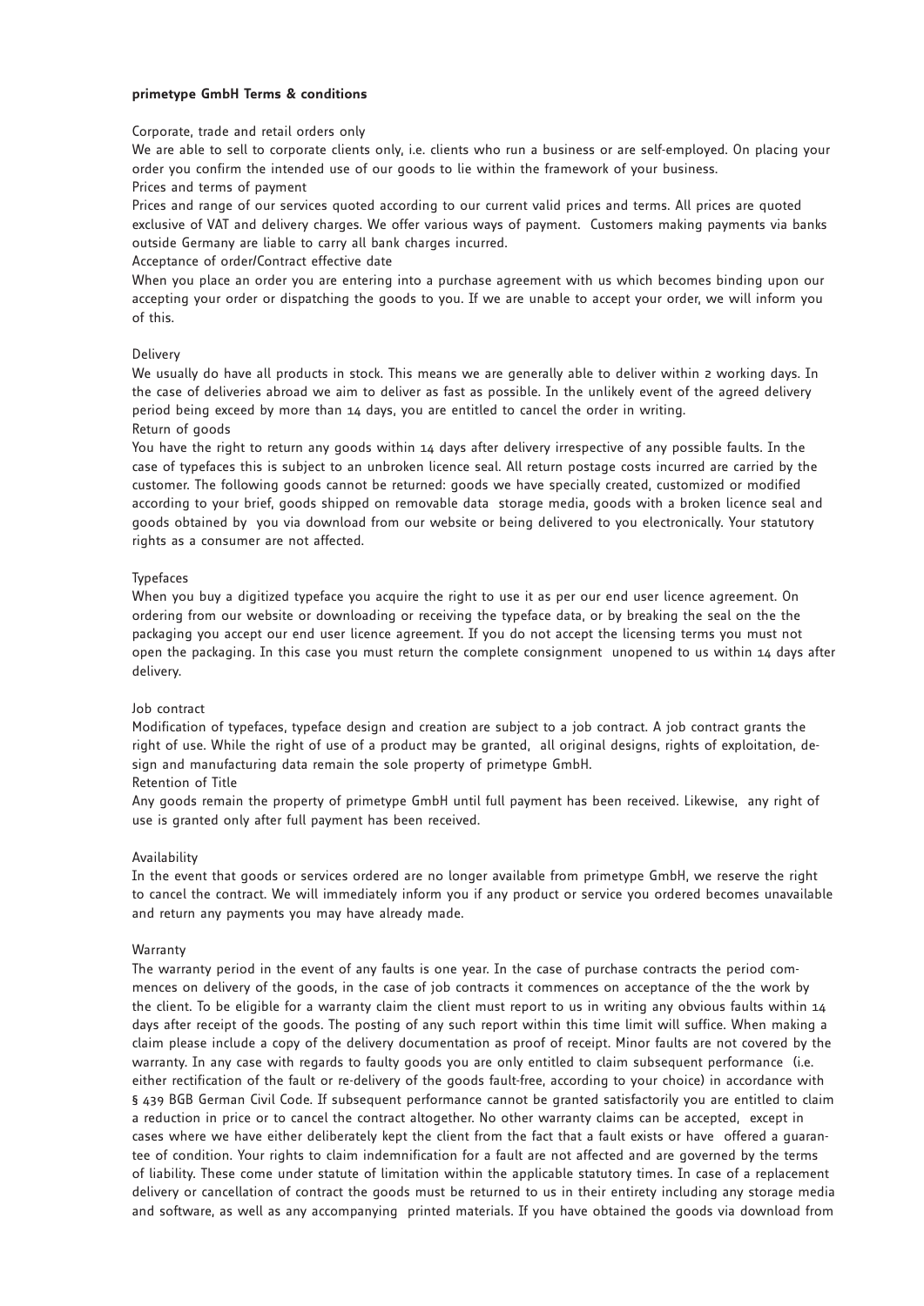**primetype GmbH Terms & conditions**

Corporate, trade and retail orders only

We are able to sell to corporate clients only, i.e. clients who run a business or are self-employed. On placing your order you confirm the intended use of our goods to lie within the framework of your business.

Prices and terms of payment

Prices and range of our services quoted according to our current valid prices and terms. All prices are quoted exclusive of VAT and delivery charges. We offer various ways of payment. Customers making payments via banks outside Germany are liable to carry all bank charges incurred.

Acceptance of order/Contract effective date

When you place an order you are entering into a purchase agreement with us which becomes binding upon our accepting your order or dispatching the goods to you. If we are unable to accept your order, we will inform you of this.

Delivery

We usually do have all products in stock. This means we are generally able to deliver within 2 working days. In the case of deliveries abroad we aim to deliver as fast as possible. In the unlikely event of the agreed delivery period being exceed by more than 14 days, you are entitled to cancel the order in writing.

Return of goods

You have the right to return any goods within 14 days after delivery irrespective of any possible faults. In the case of typefaces this is subject to an unbroken licence seal. All return postage costs incurred are carried by the customer. The following goods cannot be returned: goods we have specially created, customized or modified according to your brief, goods shipped on removable data storage media, goods with a broken licence seal and goods obtained by you via download from our website or being delivered to you electronically. Your statutory rights as a consumer are not affected.

Typefaces

When you buy a digitized typeface you acquire the right to use it as per our end user licence agreement. On ordering from our website or downloading or receiving the typeface data, or by breaking the seal on the the packaging you accept our end user licence agreement. If you do not accept the licensing terms you must not open the packaging. In this case you must return the complete consignment unopened to us within 14 days after delivery.

Job contract

Modification of typefaces, typeface design and creation are subject to a job contract. A job contract grants the right of use. While the right of use of a product may be granted, all original designs, rights of exploitation, design and manufacturing data remain the sole property of primetype GmbH.

Retention of Title

Any goods remain the property of primetype GmbH until full payment has been received. Likewise, any right of use is granted only after full payment has been received.

Availability

In the event that goods or services ordered are no longer available from primetype GmbH, we reserve the right to cancel the contract. We will immediately inform you if any product or service you ordered becomes unavailable and return any payments you may have already made.

Warranty

The warranty period in the event of any faults is one year. In the case of purchase contracts the period commences on delivery of the goods, in the case of job contracts it commences on acceptance of the the work by the client. To be eligible for a warranty claim the client must report to us in writing any obvious faults within 14 days after receipt of the goods. The posting of any such report within this time limit will suffice. When making a claim please include a copy of the delivery documentation as proof of receipt. Minor faults are not covered by the warranty. In any case with regards to faulty goods you are only entitled to claim subsequent performance (i.e. either rectification of the fault or re-delivery of the goods fault-free, according to your choice) in accordance with § 439 BGB German Civil Code. If subsequent performance cannot be granted satisfactorily you are entitled to claim a reduction in price or to cancel the contract altogether. No other warranty claims can be accepted, except in cases where we have either deliberately kept the client from the fact that a fault exists or have offered a guarantee of condition. Your rights to claim indemnification for a fault are not affected and are governed by the terms of liability. These come under statute of limitation within the applicable statutory times. In case of a replacement delivery or cancellation of contract the goods must be returned to us in their entirety including any storage media and software, as well as any accompanying printed materials. If you have obtained the goods via download from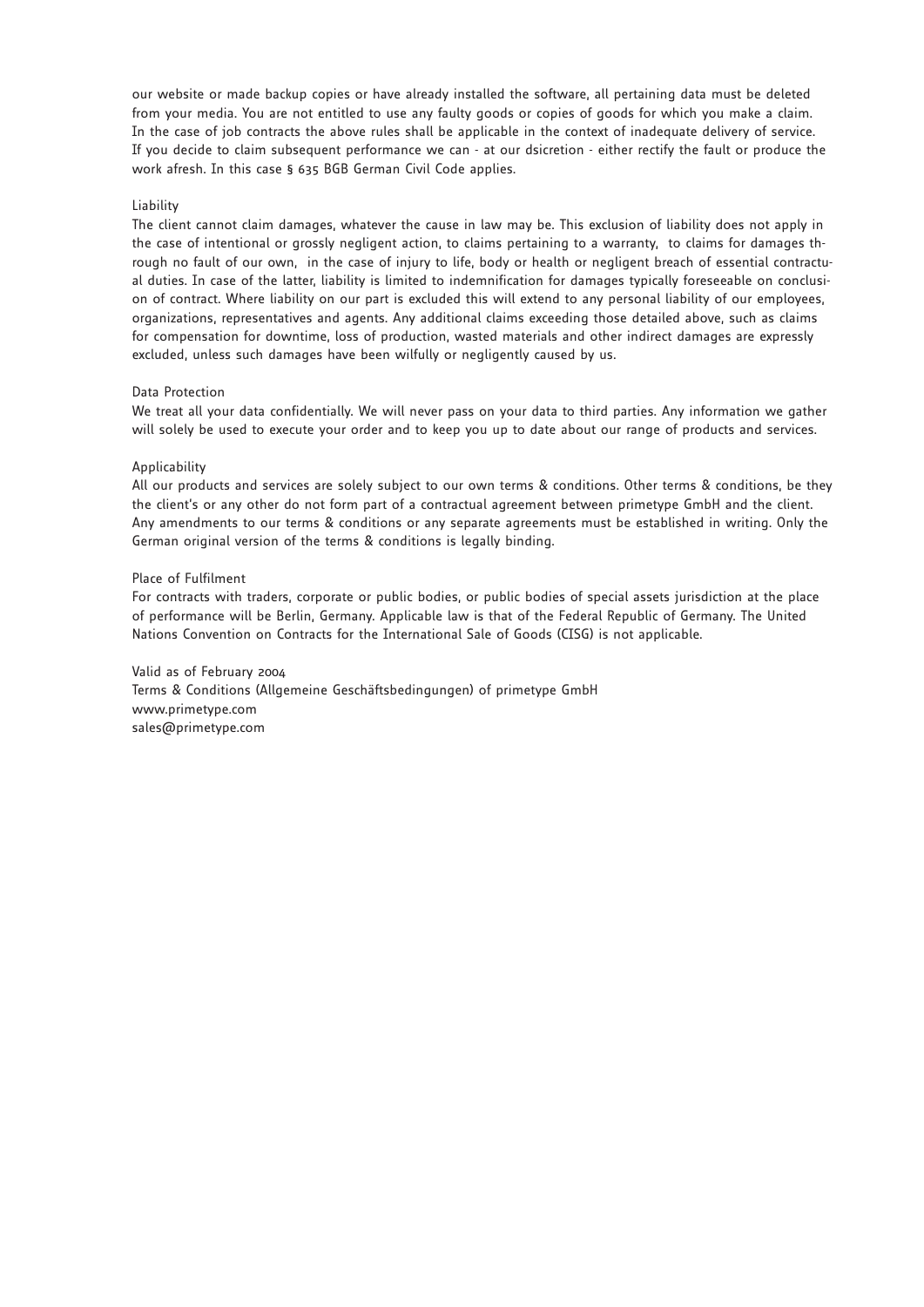our website or made backup copies or have already installed the software, all pertaining data must be deleted from your media. You are not entitled to use any faulty goods or copies of goods for which you make a claim. In the case of job contracts the above rules shall be applicable in the context of inadequate delivery of service. If you decide to claim subsequent performance we can - at our dsicretion - either rectify the fault or produce the work afresh. In this case § 635 BGB German Civil Code applies.

## Liability

The client cannot claim damages, whatever the cause in law may be. This exclusion of liability does not apply in the case of intentional or grossly negligent action, to claims pertaining to a warranty, to claims for damages through no fault of our own, in the case of injury to life, body or health or negligent breach of essential contractual duties. In case of the latter, liability is limited to indemnification for damages typically foreseeable on conclusion of contract. Where liability on our part is excluded this will extend to any personal liability of our employees, organizations, representatives and agents. Any additional claims exceeding those detailed above, such as claims for compensation for downtime, loss of production, wasted materials and other indirect damages are expressly excluded, unless such damages have been wilfully or negligently caused by us.

## Data Protection

We treat all your data confidentially. We will never pass on your data to third parties. Any information we gather will solely be used to execute your order and to keep you up to date about our range of products and services.

## Applicability

All our products and services are solely subject to our own terms & conditions. Other terms & conditions, be they the client's or any other do not form part of a contractual agreement between primetype GmbH and the client. Any amendments to our terms & conditions or any separate agreements must be established in writing. Only the German original version of the terms & conditions is legally binding.

## Place of Fulfilment

For contracts with traders, corporate or public bodies, or public bodies of special assets jurisdiction at the place of performance will be Berlin, Germany. Applicable law is that of the Federal Republic of Germany. The United Nations Convention on Contracts for the International Sale of Goods (CISG) is not applicable.

Valid as of February 2004
Terms & Conditions (Allgemeine Geschäftsbedingungen) of primetype GmbH
www.primetype.com
sales@primetype.com